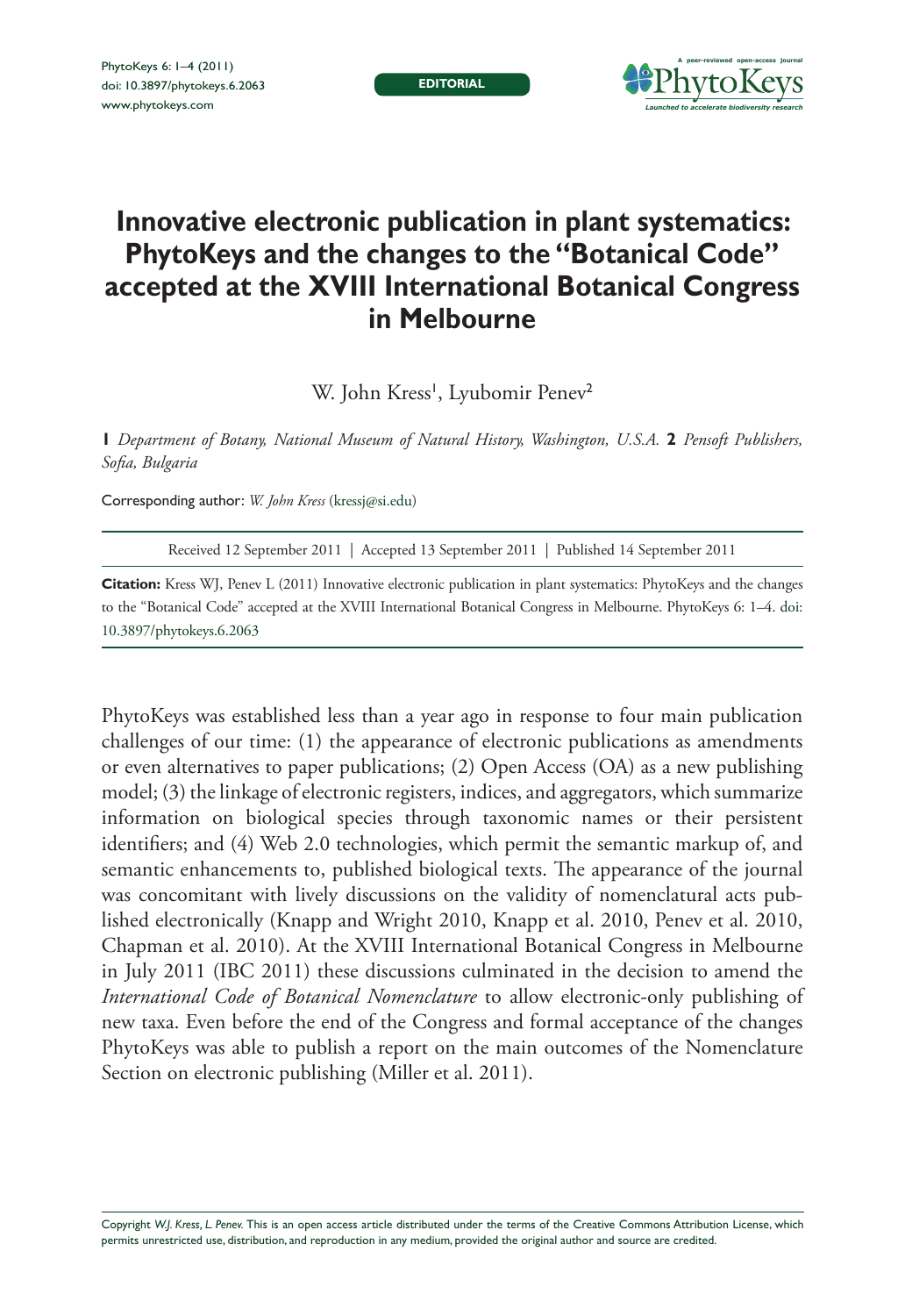EDITORIAL

# Innovative electronic publication in plant systematics: PhytoKeys and the changes to the "Botanical Code" accepted at the XVIII International Botanical Congress in Melbourne

W. John Kress[1], Lyubomir Penev[2]

**1** *Department of Botany, National Museum of Natural History, Washington, U.S.A.* **2** *Pensoft Publishers, Sofia, Bulgaria*

Corresponding author: *W. John Kress* (kressj@si.edu)

Received 12 September 2011 | Accepted 13 September 2011 | Published 14 September 2011

**Citation:** Kress WJ, Penev L (2011) Innovative electronic publication in plant systematics: PhytoKeys and the changes to the "Botanical Code" accepted at the XVIII International Botanical Congress in Melbourne. PhytoKeys 6: 1–4. doi: 10.3897/phytokeys.6.2063

PhytoKeys was established less than a year ago in response to four main publication challenges of our time: (1) the appearance of electronic publications as amendments or even alternatives to paper publications; (2) Open Access (OA) as a new publishing model; (3) the linkage of electronic registers, indices, and aggregators, which summarize information on biological species through taxonomic names or their persistent identifiers; and (4) Web 2.0 technologies, which permit the semantic markup of, and semantic enhancements to, published biological texts. The appearance of the journal was concomitant with lively discussions on the validity of nomenclatural acts published electronically (Knapp and Wright 2010, Knapp et al. 2010, Penev et al. 2010, Chapman et al. 2010). At the XVIII International Botanical Congress in Melbourne in July 2011 (IBC 2011) these discussions culminated in the decision to amend the *International Code of Botanical Nomenclature* to allow electronic-only publishing of new taxa. Even before the end of the Congress and formal acceptance of the changes PhytoKeys was able to publish a report on the main outcomes of the Nomenclature Section on electronic publishing (Miller et al. 2011).

Copyright *W.J. Kress, L. Penev.* This is an open access article distributed under the terms of the Creative Commons Attribution License, which permits unrestricted use, distribution, and reproduction in any medium, provided the original author and source are credited.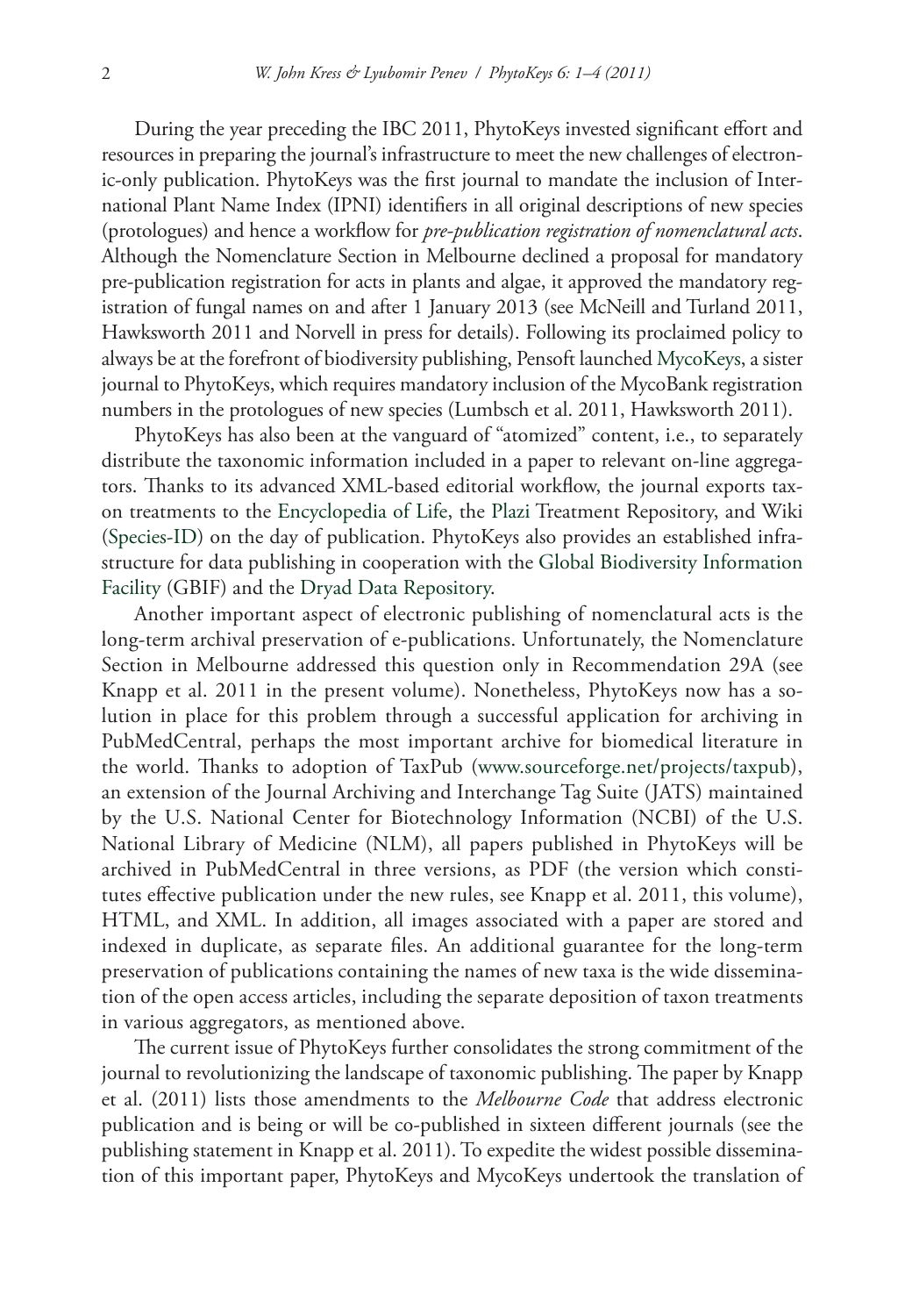During the year preceding the IBC 2011, PhytoKeys invested significant effort and resources in preparing the journal's infrastructure to meet the new challenges of electronic-only publication. PhytoKeys was the first journal to mandate the inclusion of International Plant Name Index (IPNI) identifiers in all original descriptions of new species (protologues) and hence a workflow for *pre-publication registration of nomenclatural acts*. Although the Nomenclature Section in Melbourne declined a proposal for mandatory pre-publication registration for acts in plants and algae, it approved the mandatory registration of fungal names on and after 1 January 2013 (see McNeill and Turland 2011, Hawksworth 2011 and Norvell in press for details). Following its proclaimed policy to always be at the forefront of biodiversity publishing, Pensoft launched MycoKeys, a sister journal to PhytoKeys, which requires mandatory inclusion of the MycoBank registration numbers in the protologues of new species (Lumbsch et al. 2011, Hawksworth 2011).

PhytoKeys has also been at the vanguard of "atomized" content, i.e., to separately distribute the taxonomic information included in a paper to relevant on-line aggregators. Thanks to its advanced XML-based editorial workflow, the journal exports taxon treatments to the Encyclopedia of Life, the Plazi Treatment Repository, and Wiki (Species-ID) on the day of publication. PhytoKeys also provides an established infrastructure for data publishing in cooperation with the Global Biodiversity Information Facility (GBIF) and the Dryad Data Repository.

Another important aspect of electronic publishing of nomenclatural acts is the long-term archival preservation of e-publications. Unfortunately, the Nomenclature Section in Melbourne addressed this question only in Recommendation 29A (see Knapp et al. 2011 in the present volume). Nonetheless, PhytoKeys now has a solution in place for this problem through a successful application for archiving in PubMedCentral, perhaps the most important archive for biomedical literature in the world. Thanks to adoption of TaxPub (www.sourceforge.net/projects/taxpub), an extension of the Journal Archiving and Interchange Tag Suite (JATS) maintained by the U.S. National Center for Biotechnology Information (NCBI) of the U.S. National Library of Medicine (NLM), all papers published in PhytoKeys will be archived in PubMedCentral in three versions, as PDF (the version which constitutes effective publication under the new rules, see Knapp et al. 2011, this volume), HTML, and XML. In addition, all images associated with a paper are stored and indexed in duplicate, as separate files. An additional guarantee for the long-term preservation of publications containing the names of new taxa is the wide dissemination of the open access articles, including the separate deposition of taxon treatments in various aggregators, as mentioned above.

The current issue of PhytoKeys further consolidates the strong commitment of the journal to revolutionizing the landscape of taxonomic publishing. The paper by Knapp et al. (2011) lists those amendments to the *Melbourne Code* that address electronic publication and is being or will be co-published in sixteen different journals (see the publishing statement in Knapp et al. 2011). To expedite the widest possible dissemination of this important paper, PhytoKeys and MycoKeys undertook the translation of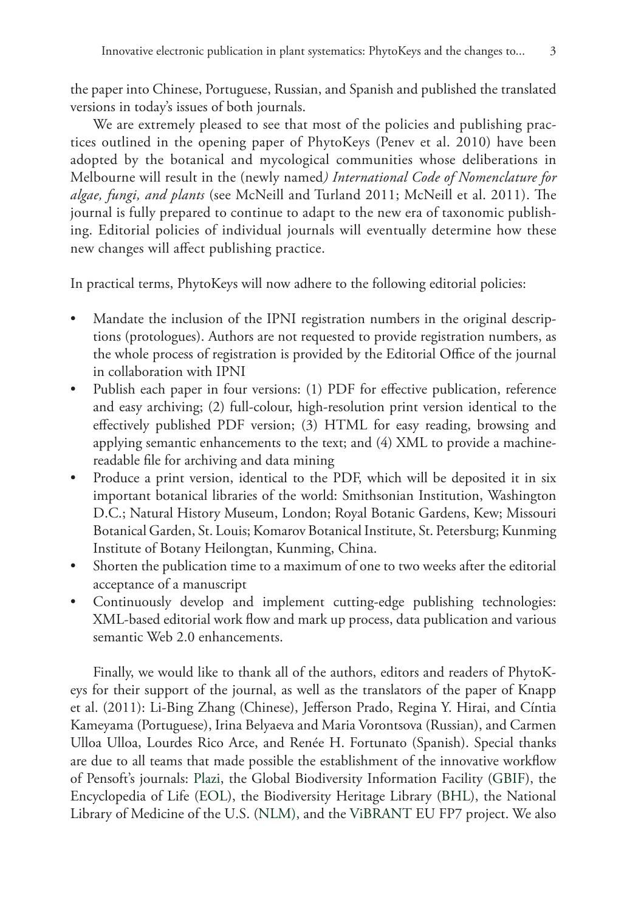the paper into Chinese, Portuguese, Russian, and Spanish and published the translated versions in today's issues of both journals.

We are extremely pleased to see that most of the policies and publishing practices outlined in the opening paper of PhytoKeys (Penev et al. 2010) have been adopted by the botanical and mycological communities whose deliberations in Melbourne will result in the (newly named*) International Code of Nomenclature for algae, fungi, and plants* (see McNeill and Turland 2011; McNeill et al. 2011). The journal is fully prepared to continue to adapt to the new era of taxonomic publishing. Editorial policies of individual journals will eventually determine how these new changes will affect publishing practice.

In practical terms, PhytoKeys will now adhere to the following editorial policies:

- Mandate the inclusion of the IPNI registration numbers in the original descriptions (protologues). Authors are not requested to provide registration numbers, as the whole process of registration is provided by the Editorial Office of the journal in collaboration with IPNI
- Publish each paper in four versions: (1) PDF for effective publication, reference and easy archiving; (2) full-colour, high-resolution print version identical to the effectively published PDF version; (3) HTML for easy reading, browsing and applying semantic enhancements to the text; and (4) XML to provide a machine-readable file for archiving and data mining
- Produce a print version, identical to the PDF, which will be deposited it in six important botanical libraries of the world: Smithsonian Institution, Washington D.C.; Natural History Museum, London; Royal Botanic Gardens, Kew; Missouri Botanical Garden, St. Louis; Komarov Botanical Institute, St. Petersburg; Kunming Institute of Botany Heilongtan, Kunming, China.
- Shorten the publication time to a maximum of one to two weeks after the editorial acceptance of a manuscript
- Continuously develop and implement cutting-edge publishing technologies: XML-based editorial work flow and mark up process, data publication and various semantic Web 2.0 enhancements.

Finally, we would like to thank all of the authors, editors and readers of PhytoKeys for their support of the journal, as well as the translators of the paper of Knapp et al. (2011): Li-Bing Zhang (Chinese), Jefferson Prado, Regina Y. Hirai, and Cíntia Kameyama (Portuguese), Irina Belyaeva and Maria Vorontsova (Russian), and Carmen Ulloa Ulloa, Lourdes Rico Arce, and Renée H. Fortunato (Spanish). Special thanks are due to all teams that made possible the establishment of the innovative workflow of Pensoft's journals: Plazi, the Global Biodiversity Information Facility (GBIF), the Encyclopedia of Life (EOL), the Biodiversity Heritage Library (BHL), the National Library of Medicine of the U.S. (NLM), and the ViBRANT EU FP7 project. We also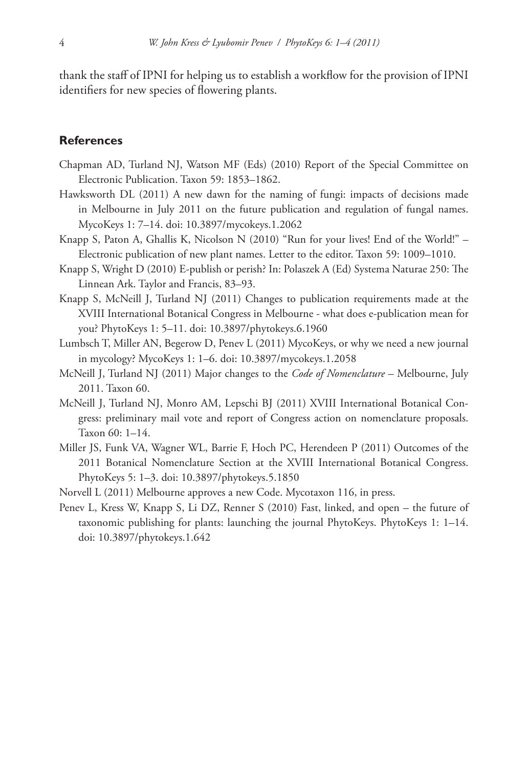thank the staff of IPNI for helping us to establish a workflow for the provision of IPNI identifiers for new species of flowering plants.

## References

Chapman AD, Turland NJ, Watson MF (Eds) (2010) Report of the Special Committee on Electronic Publication. Taxon 59: 1853–1862.

Hawksworth DL (2011) A new dawn for the naming of fungi: impacts of decisions made in Melbourne in July 2011 on the future publication and regulation of fungal names. MycoKeys 1: 7–14. doi: 10.3897/mycokeys.1.2062

Knapp S, Paton A, Ghallis K, Nicolson N (2010) "Run for your lives! End of the World!" – Electronic publication of new plant names. Letter to the editor. Taxon 59: 1009–1010.

Knapp S, Wright D (2010) E-publish or perish? In: Polaszek A (Ed) Systema Naturae 250: The Linnean Ark. Taylor and Francis, 83–93.

Knapp S, McNeill J, Turland NJ (2011) Changes to publication requirements made at the XVIII International Botanical Congress in Melbourne - what does e-publication mean for you? PhytoKeys 1: 5–11. doi: 10.3897/phytokeys.6.1960

Lumbsch T, Miller AN, Begerow D, Penev L (2011) MycoKeys, or why we need a new journal in mycology? MycoKeys 1: 1–6. doi: 10.3897/mycokeys.1.2058

McNeill J, Turland NJ (2011) Major changes to the *Code of Nomenclature* – Melbourne, July 2011. Taxon 60.

McNeill J, Turland NJ, Monro AM, Lepschi BJ (2011) XVIII International Botanical Congress: preliminary mail vote and report of Congress action on nomenclature proposals. Taxon 60: 1–14.

Miller JS, Funk VA, Wagner WL, Barrie F, Hoch PC, Herendeen P (2011) Outcomes of the 2011 Botanical Nomenclature Section at the XVIII International Botanical Congress. PhytoKeys 5: 1–3. doi: 10.3897/phytokeys.5.1850

Norvell L (2011) Melbourne approves a new Code. Mycotaxon 116, in press.

Penev L, Kress W, Knapp S, Li DZ, Renner S (2010) Fast, linked, and open – the future of taxonomic publishing for plants: launching the journal PhytoKeys. PhytoKeys 1: 1–14. doi: 10.3897/phytokeys.1.642